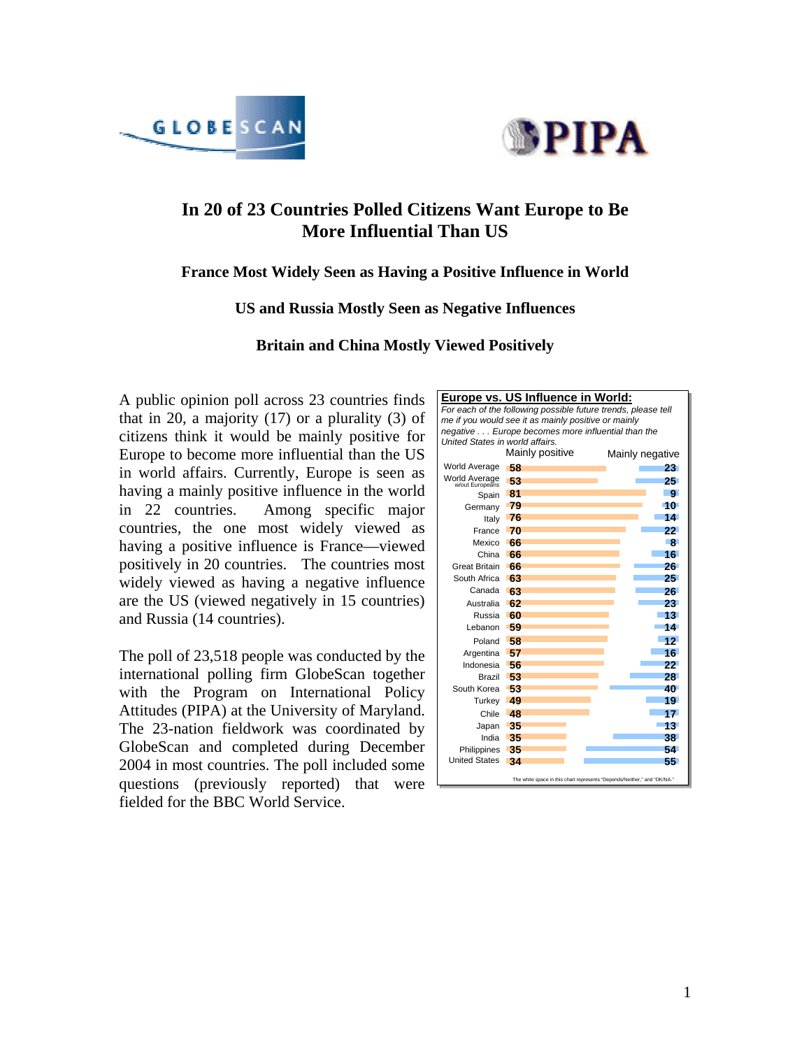# In 20 of 23 Countries Polled Citizens Want Europe to Be More Influential Than US

## France Most Widely Seen as Having a Positive Influence in World

## US and Russia Mostly Seen as Negative Influences

## Britain and China Mostly Viewed Positively

A public opinion poll across 23 countries finds that in 20, a majority (17) or a plurality (3) of citizens think it would be mainly positive for Europe to become more influential than the US in world affairs. Currently, Europe is seen as having a mainly positive influence in the world in 22 countries. Among specific major countries, the one most widely viewed as having a positive influence is France—viewed positively in 20 countries. The countries most widely viewed as having a negative influence are the US (viewed negatively in 15 countries) and Russia (14 countries).

The poll of 23,518 people was conducted by the international polling firm GlobeScan together with the Program on International Policy Attitudes (PIPA) at the University of Maryland. The 23-nation fieldwork was coordinated by GlobeScan and completed during December 2004 in most countries. The poll included some questions (previously reported) that were fielded for the BBC World Service.

**Europe vs. US Influence in World:**

*For each of the following possible future trends, please tell me if you would see it as mainly positive or mainly negative . . . Europe becomes more influential than the United States in world affairs.*

| | Mainly positive | Mainly negative |
|---|---|---|
| World Average | 58 | 23 |
| World Average w/out Europeans | 53 | 25 |
| Spain | 81 | 9 |
| Germany | 79 | 10 |
| Italy | 76 | 14 |
| France | 70 | 22 |
| Mexico | 66 | 8 |
| China | 66 | 16 |
| Great Britain | 66 | 26 |
| South Africa | 63 | 25 |
| Canada | 63 | 26 |
| Australia | 62 | 23 |
| Russia | 60 | 13 |
| Lebanon | 59 | 14 |
| Poland | 58 | 12 |
| Argentina | 57 | 16 |
| Indonesia | 56 | 22 |
| Brazil | 53 | 28 |
| South Korea | 53 | 40 |
| Turkey | 49 | 19 |
| Chile | 48 | 17 |
| Japan | 35 | 13 |
| India | 35 | 38 |
| Philippines | 35 | 54 |
| United States | 34 | 55 |

The white space in this chart represents "Depends/Neither," and "DK/NA."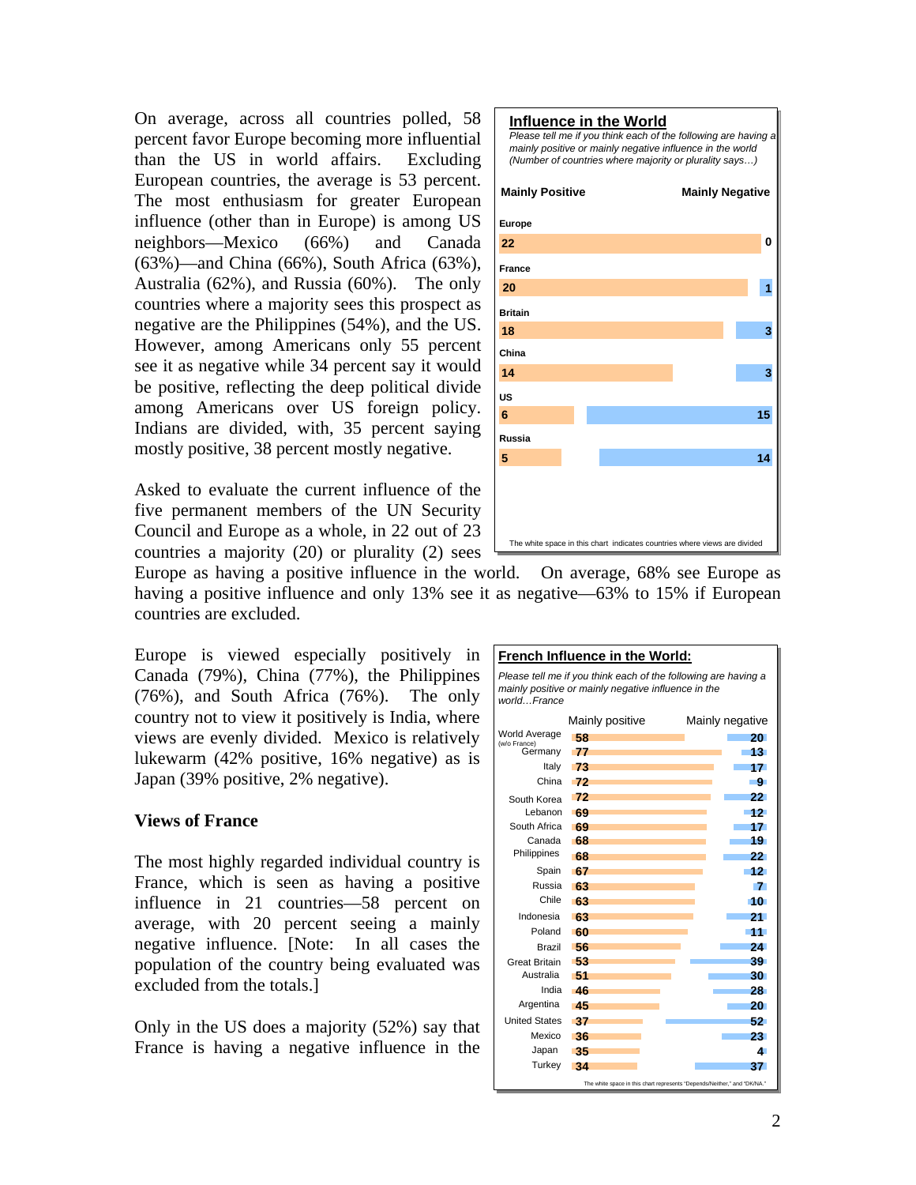On average, across all countries polled, 58 percent favor Europe becoming more influential than the US in world affairs. Excluding European countries, the average is 53 percent. The most enthusiasm for greater European influence (other than in Europe) is among US neighbors—Mexico (66%) and Canada (63%)—and China (66%), South Africa (63%), Australia (62%), and Russia (60%). The only countries where a majority sees this prospect as negative are the Philippines (54%), and the US. However, among Americans only 55 percent see it as negative while 34 percent say it would be positive, reflecting the deep political divide among Americans over US foreign policy. Indians are divided, with, 35 percent saying mostly positive, 38 percent mostly negative.

**Influence in the World**

*Please tell me if you think each of the following are having a mainly positive or mainly negative influence in the world (Number of countries where majority or plurality says…)*

| | Mainly Positive | Mainly Negative |
|---|---|---|
| Europe | 22 | 0 |
| France | 20 | 1 |
| Britain | 18 | 3 |
| China | 14 | 3 |
| US | 6 | 15 |
| Russia | 5 | 14 |

The white space in this chart indicates countries where views are divided

Asked to evaluate the current influence of the five permanent members of the UN Security Council and Europe as a whole, in 22 out of 23 countries a majority (20) or plurality (2) sees Europe as having a positive influence in the world. On average, 68% see Europe as having a positive influence and only 13% see it as negative—63% to 15% if European countries are excluded.

Europe is viewed especially positively in Canada (79%), China (77%), the Philippines (76%), and South Africa (76%). The only country not to view it positively is India, where views are evenly divided. Mexico is relatively lukewarm (42% positive, 16% negative) as is Japan (39% positive, 2% negative).

### Views of France

The most highly regarded individual country is France, which is seen as having a positive influence in 21 countries—58 percent on average, with 20 percent seeing a mainly negative influence. [Note: In all cases the population of the country being evaluated was excluded from the totals.]

Only in the US does a majority (52%) say that France is having a negative influence in the

**French Influence in the World:**

*Please tell me if you think each of the following are having a mainly positive or mainly negative influence in the world…France*

| | Mainly positive | Mainly negative |
|---|---|---|
| World Average (w/o France) | 58 | 20 |
| Germany | 77 | 13 |
| Italy | 73 | 17 |
| China | 72 | 9 |
| South Korea | 72 | 22 |
| Lebanon | 69 | 12 |
| South Africa | 69 | 17 |
| Canada | 68 | 19 |
| Philippines | 68 | 22 |
| Spain | 67 | 12 |
| Russia | 63 | 7 |
| Chile | 63 | 10 |
| Indonesia | 63 | 21 |
| Poland | 60 | 11 |
| Brazil | 56 | 24 |
| Great Britain | 53 | 39 |
| Australia | 51 | 30 |
| India | 46 | 28 |
| Argentina | 45 | 20 |
| United States | 37 | 52 |
| Mexico | 36 | 23 |
| Japan | 35 | 4 |
| Turkey | 34 | 37 |

The white space in this chart represents "Depends/Neither," and "DK/NA."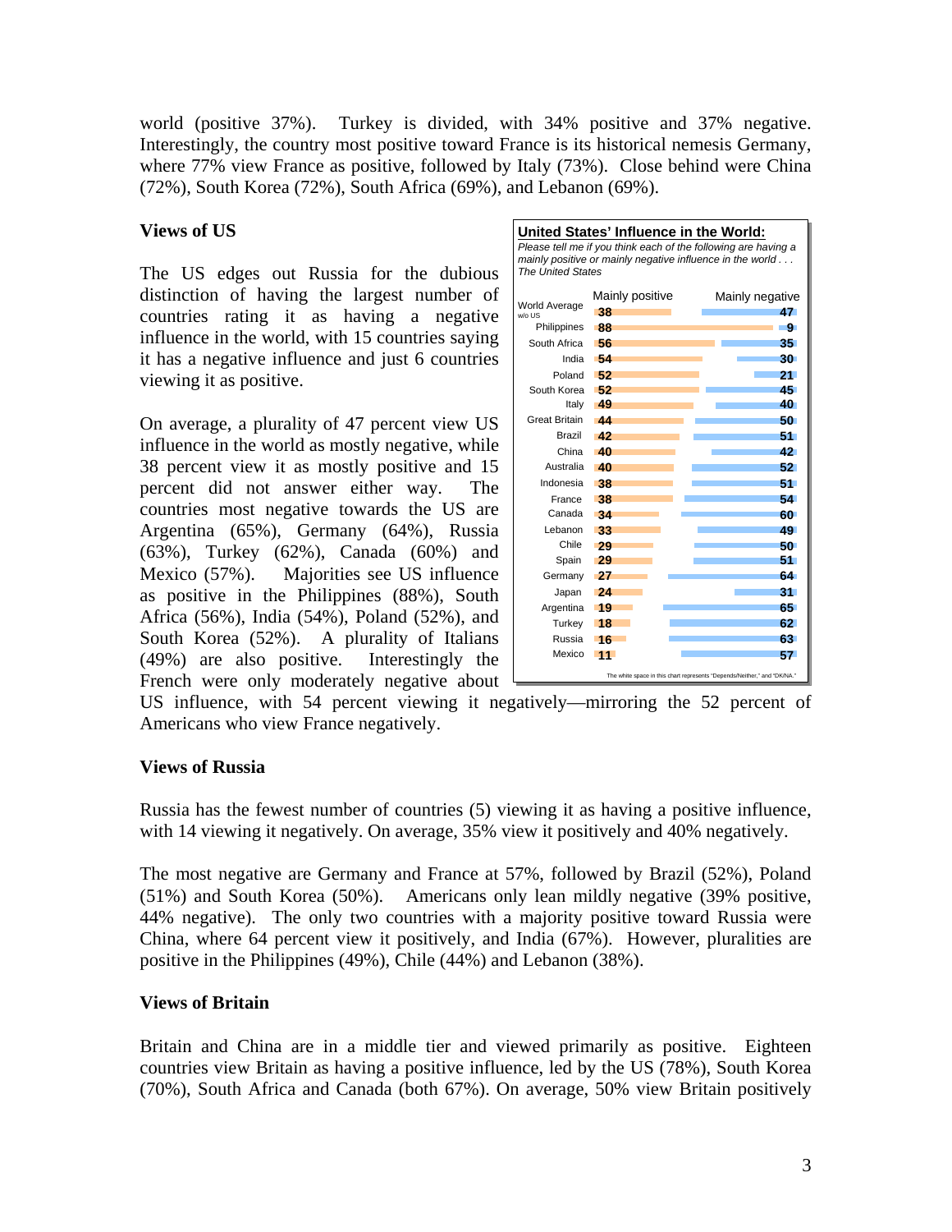world (positive 37%). Turkey is divided, with 34% positive and 37% negative. Interestingly, the country most positive toward France is its historical nemesis Germany, where 77% view France as positive, followed by Italy (73%). Close behind were China (72%), South Korea (72%), South Africa (69%), and Lebanon (69%).

### Views of US

The US edges out Russia for the dubious distinction of having the largest number of countries rating it as having a negative influence in the world, with 15 countries saying it has a negative influence and just 6 countries viewing it as positive.

On average, a plurality of 47 percent view US influence in the world as mostly negative, while 38 percent view it as mostly positive and 15 percent did not answer either way. The countries most negative towards the US are Argentina (65%), Germany (64%), Russia (63%), Turkey (62%), Canada (60%) and Mexico (57%). Majorities see US influence as positive in the Philippines (88%), South Africa (56%), India (54%), Poland (52%), and South Korea (52%). A plurality of Italians (49%) are also positive. Interestingly the French were only moderately negative about US influence, with 54 percent viewing it negatively—mirroring the 52 percent of Americans who view France negatively.

**United States' Influence in the World:**
*Please tell me if you think each of the following are having a mainly positive or mainly negative influence in the world . . . The United States*

| | Mainly positive | Mainly negative |
|---|---|---|
| World Average w/o US | 38 | 47 |
| Philippines | 88 | 9 |
| South Africa | 56 | 35 |
| India | 54 | 30 |
| Poland | 52 | 21 |
| South Korea | 52 | 45 |
| Italy | 49 | 40 |
| Great Britain | 44 | 50 |
| Brazil | 42 | 51 |
| China | 40 | 42 |
| Australia | 40 | 52 |
| Indonesia | 38 | 51 |
| France | 38 | 54 |
| Canada | 34 | 60 |
| Lebanon | 33 | 49 |
| Chile | 29 | 50 |
| Spain | 29 | 51 |
| Germany | 27 | 64 |
| Japan | 24 | 31 |
| Argentina | 19 | 65 |
| Turkey | 18 | 62 |
| Russia | 16 | 63 |
| Mexico | 11 | 57 |

The white space in this chart represents "Depends/Neither," and "DK/NA."

### Views of Russia

Russia has the fewest number of countries (5) viewing it as having a positive influence, with 14 viewing it negatively. On average, 35% view it positively and 40% negatively.

The most negative are Germany and France at 57%, followed by Brazil (52%), Poland (51%) and South Korea (50%). Americans only lean mildly negative (39% positive, 44% negative). The only two countries with a majority positive toward Russia were China, where 64 percent view it positively, and India (67%). However, pluralities are positive in the Philippines (49%), Chile (44%) and Lebanon (38%).

### Views of Britain

Britain and China are in a middle tier and viewed primarily as positive. Eighteen countries view Britain as having a positive influence, led by the US (78%), South Korea (70%), South Africa and Canada (both 67%). On average, 50% view Britain positively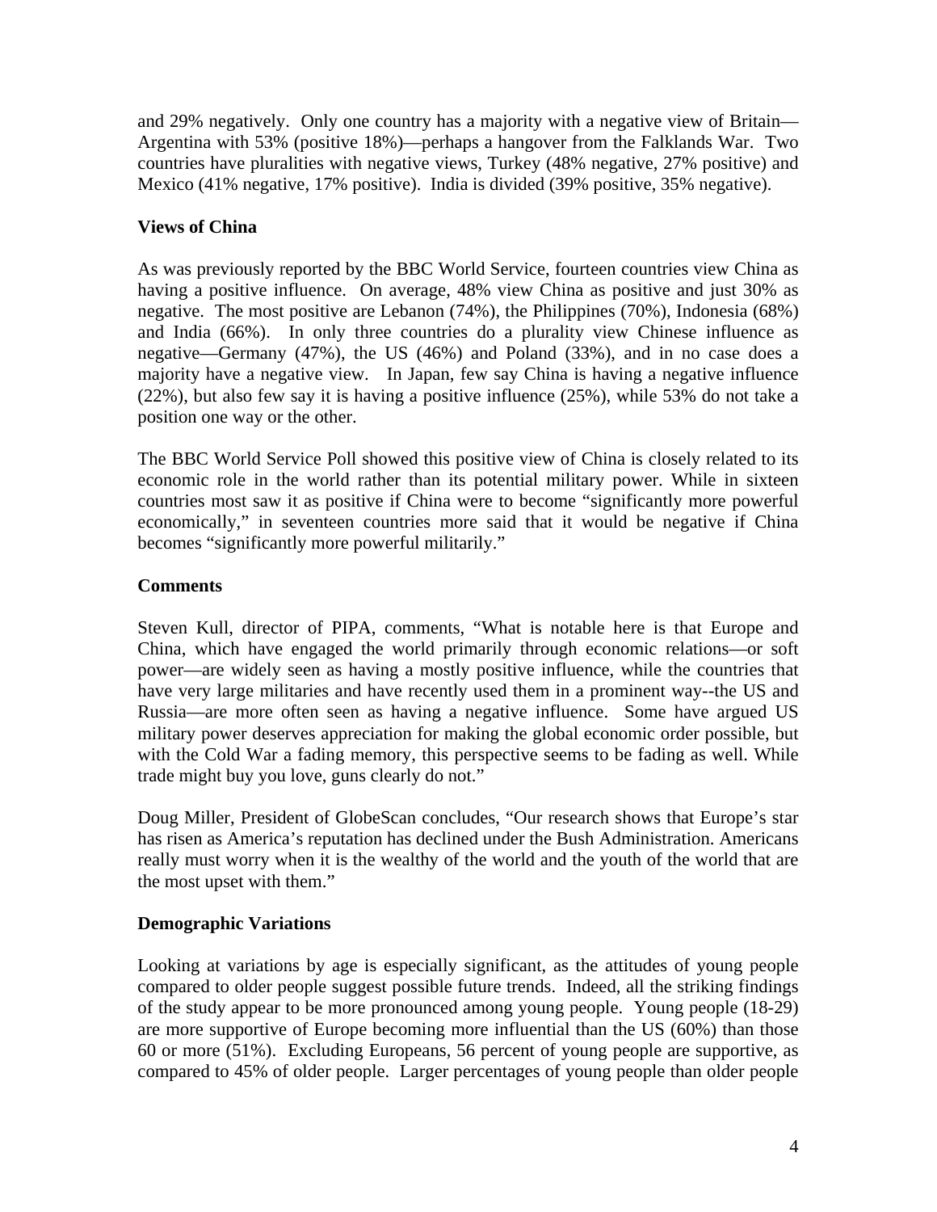and 29% negatively. Only one country has a majority with a negative view of Britain—Argentina with 53% (positive 18%)—perhaps a hangover from the Falklands War. Two countries have pluralities with negative views, Turkey (48% negative, 27% positive) and Mexico (41% negative, 17% positive). India is divided (39% positive, 35% negative).

### Views of China

As was previously reported by the BBC World Service, fourteen countries view China as having a positive influence. On average, 48% view China as positive and just 30% as negative. The most positive are Lebanon (74%), the Philippines (70%), Indonesia (68%) and India (66%). In only three countries do a plurality view Chinese influence as negative—Germany (47%), the US (46%) and Poland (33%), and in no case does a majority have a negative view. In Japan, few say China is having a negative influence (22%), but also few say it is having a positive influence (25%), while 53% do not take a position one way or the other.

The BBC World Service Poll showed this positive view of China is closely related to its economic role in the world rather than its potential military power. While in sixteen countries most saw it as positive if China were to become "significantly more powerful economically," in seventeen countries more said that it would be negative if China becomes "significantly more powerful militarily."

### Comments

Steven Kull, director of PIPA, comments, "What is notable here is that Europe and China, which have engaged the world primarily through economic relations—or soft power—are widely seen as having a mostly positive influence, while the countries that have very large militaries and have recently used them in a prominent way--the US and Russia—are more often seen as having a negative influence. Some have argued US military power deserves appreciation for making the global economic order possible, but with the Cold War a fading memory, this perspective seems to be fading as well. While trade might buy you love, guns clearly do not."

Doug Miller, President of GlobeScan concludes, "Our research shows that Europe's star has risen as America's reputation has declined under the Bush Administration. Americans really must worry when it is the wealthy of the world and the youth of the world that are the most upset with them."

### Demographic Variations

Looking at variations by age is especially significant, as the attitudes of young people compared to older people suggest possible future trends. Indeed, all the striking findings of the study appear to be more pronounced among young people. Young people (18-29) are more supportive of Europe becoming more influential than the US (60%) than those 60 or more (51%). Excluding Europeans, 56 percent of young people are supportive, as compared to 45% of older people. Larger percentages of young people than older people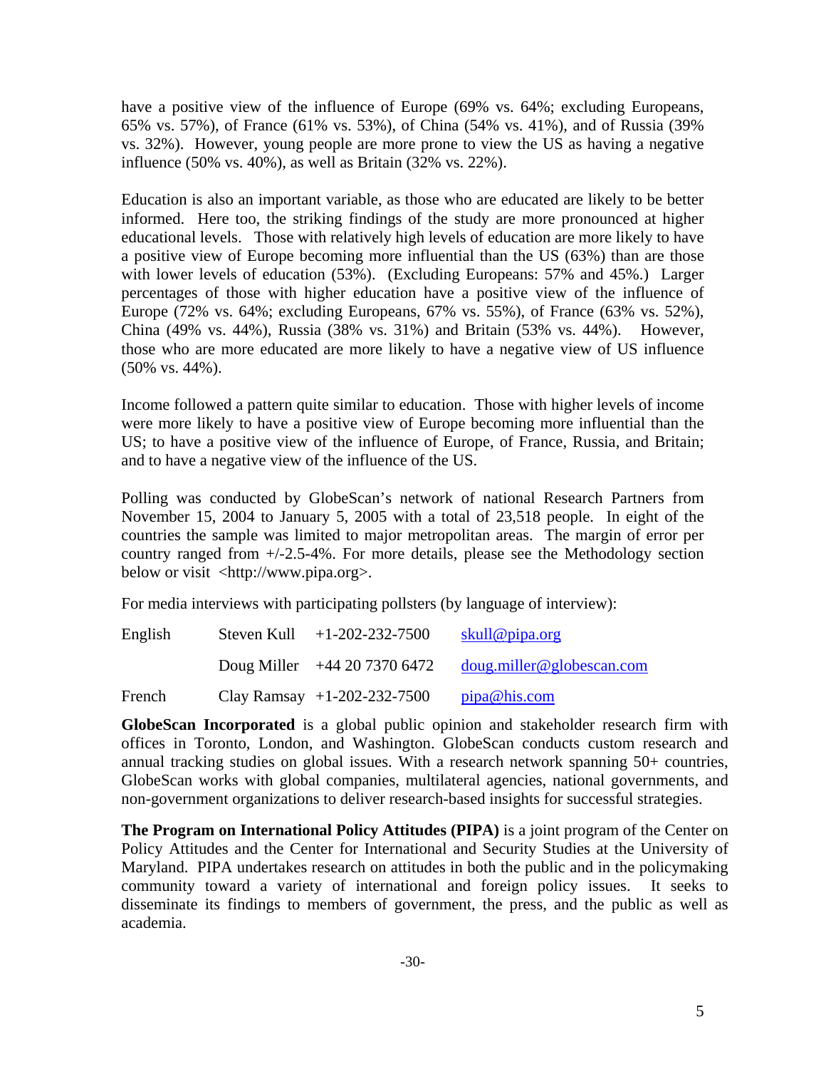have a positive view of the influence of Europe (69% vs. 64%; excluding Europeans, 65% vs. 57%), of France (61% vs. 53%), of China (54% vs. 41%), and of Russia (39% vs. 32%). However, young people are more prone to view the US as having a negative influence (50% vs. 40%), as well as Britain (32% vs. 22%).

Education is also an important variable, as those who are educated are likely to be better informed. Here too, the striking findings of the study are more pronounced at higher educational levels. Those with relatively high levels of education are more likely to have a positive view of Europe becoming more influential than the US (63%) than are those with lower levels of education (53%). (Excluding Europeans: 57% and 45%.) Larger percentages of those with higher education have a positive view of the influence of Europe (72% vs. 64%; excluding Europeans, 67% vs. 55%), of France (63% vs. 52%), China (49% vs. 44%), Russia (38% vs. 31%) and Britain (53% vs. 44%). However, those who are more educated are more likely to have a negative view of US influence (50% vs. 44%).

Income followed a pattern quite similar to education. Those with higher levels of income were more likely to have a positive view of Europe becoming more influential than the US; to have a positive view of the influence of Europe, of France, Russia, and Britain; and to have a negative view of the influence of the US.

Polling was conducted by GlobeScan's network of national Research Partners from November 15, 2004 to January 5, 2005 with a total of 23,518 people. In eight of the countries the sample was limited to major metropolitan areas. The margin of error per country ranged from +/-2.5-4%. For more details, please see the Methodology section below or visit <http://www.pipa.org>.

For media interviews with participating pollsters (by language of interview):

| | | | |
|---|---|---|---|
| English | Steven Kull | +1-202-232-7500 | skull@pipa.org |
| | Doug Miller | +44 20 7370 6472 | doug.miller@globescan.com |
| French | Clay Ramsay | +1-202-232-7500 | pipa@his.com |

**GlobeScan Incorporated** is a global public opinion and stakeholder research firm with offices in Toronto, London, and Washington. GlobeScan conducts custom research and annual tracking studies on global issues. With a research network spanning 50+ countries, GlobeScan works with global companies, multilateral agencies, national governments, and non-government organizations to deliver research-based insights for successful strategies.

**The Program on International Policy Attitudes (PIPA)** is a joint program of the Center on Policy Attitudes and the Center for International and Security Studies at the University of Maryland. PIPA undertakes research on attitudes in both the public and in the policymaking community toward a variety of international and foreign policy issues. It seeks to disseminate its findings to members of government, the press, and the public as well as academia.

-30-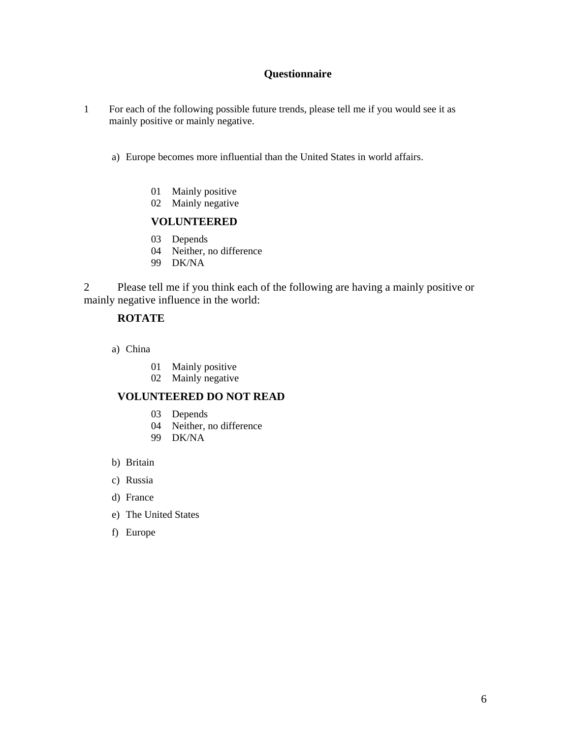## Questionnaire

1 For each of the following possible future trends, please tell me if you would see it as mainly positive or mainly negative.

a) Europe becomes more influential than the United States in world affairs.

01 Mainly positive
02 Mainly negative

**VOLUNTEERED**

03 Depends
04 Neither, no difference
99 DK/NA

2 Please tell me if you think each of the following are having a mainly positive or mainly negative influence in the world:

**ROTATE**

a) China

01 Mainly positive
02 Mainly negative

**VOLUNTEERED DO NOT READ**

03 Depends
04 Neither, no difference
99 DK/NA

b) Britain

c) Russia

d) France

e) The United States

f) Europe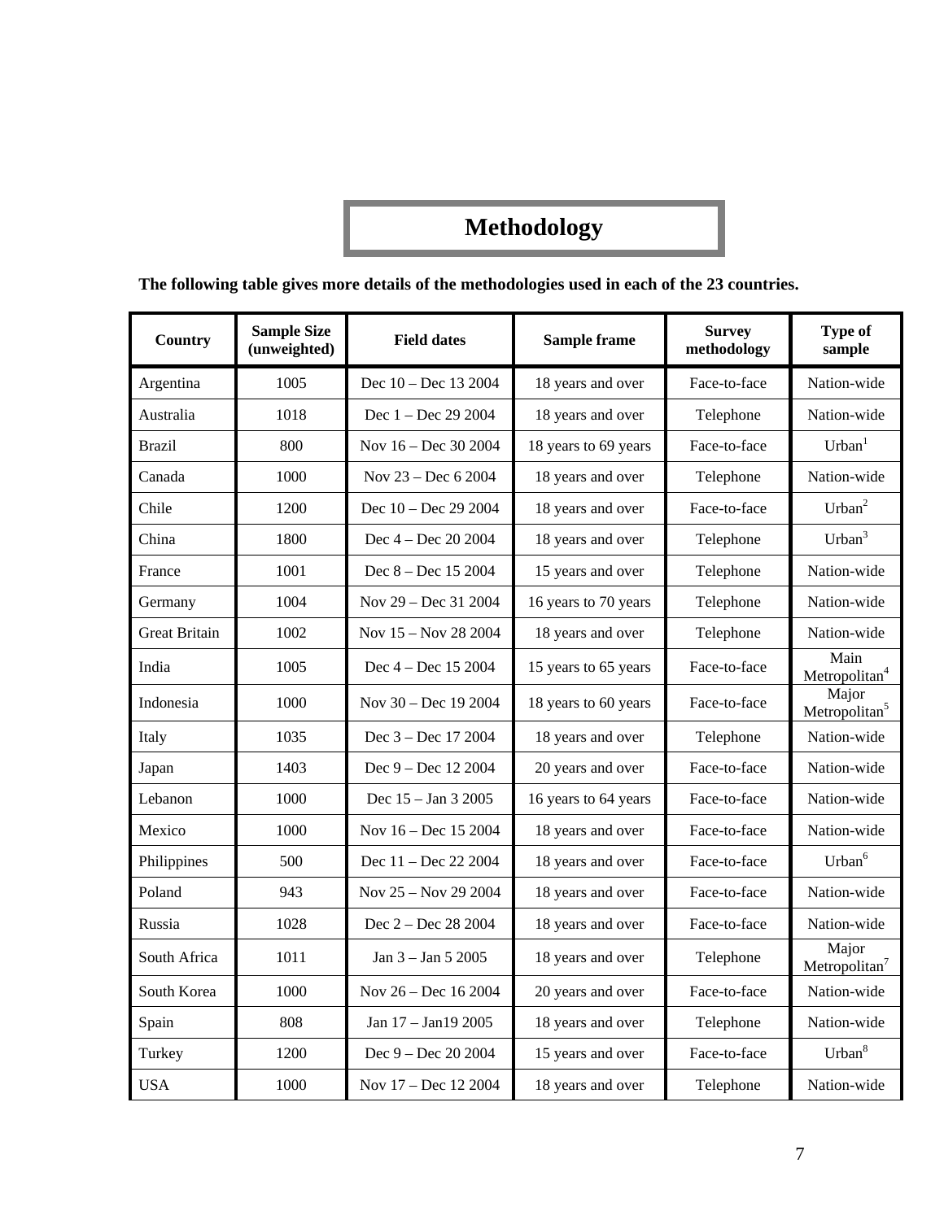# Methodology

**The following table gives more details of the methodologies used in each of the 23 countries.**

| Country | Sample Size (unweighted) | Field dates | Sample frame | Survey methodology | Type of sample |
|---|---|---|---|---|---|
| Argentina | 1005 | Dec 10 – Dec 13 2004 | 18 years and over | Face-to-face | Nation-wide |
| Australia | 1018 | Dec 1 – Dec 29 2004 | 18 years and over | Telephone | Nation-wide |
| Brazil | 800 | Nov 16 – Dec 30 2004 | 18 years to 69 years | Face-to-face | Urban[1] |
| Canada | 1000 | Nov 23 – Dec 6 2004 | 18 years and over | Telephone | Nation-wide |
| Chile | 1200 | Dec 10 – Dec 29 2004 | 18 years and over | Face-to-face | Urban[2] |
| China | 1800 | Dec 4 – Dec 20 2004 | 18 years and over | Telephone | Urban[3] |
| France | 1001 | Dec 8 – Dec 15 2004 | 15 years and over | Telephone | Nation-wide |
| Germany | 1004 | Nov 29 – Dec 31 2004 | 16 years to 70 years | Telephone | Nation-wide |
| Great Britain | 1002 | Nov 15 – Nov 28 2004 | 18 years and over | Telephone | Nation-wide |
| India | 1005 | Dec 4 – Dec 15 2004 | 15 years to 65 years | Face-to-face | Main Metropolitan[4] |
| Indonesia | 1000 | Nov 30 – Dec 19 2004 | 18 years to 60 years | Face-to-face | Major Metropolitan[5] |
| Italy | 1035 | Dec 3 – Dec 17 2004 | 18 years and over | Telephone | Nation-wide |
| Japan | 1403 | Dec 9 – Dec 12 2004 | 20 years and over | Face-to-face | Nation-wide |
| Lebanon | 1000 | Dec 15 – Jan 3 2005 | 16 years to 64 years | Face-to-face | Nation-wide |
| Mexico | 1000 | Nov 16 – Dec 15 2004 | 18 years and over | Face-to-face | Nation-wide |
| Philippines | 500 | Dec 11 – Dec 22 2004 | 18 years and over | Face-to-face | Urban[6] |
| Poland | 943 | Nov 25 – Nov 29 2004 | 18 years and over | Face-to-face | Nation-wide |
| Russia | 1028 | Dec 2 – Dec 28 2004 | 18 years and over | Face-to-face | Nation-wide |
| South Africa | 1011 | Jan 3 – Jan 5 2005 | 18 years and over | Telephone | Major Metropolitan[7] |
| South Korea | 1000 | Nov 26 – Dec 16 2004 | 20 years and over | Face-to-face | Nation-wide |
| Spain | 808 | Jan 17 – Jan19 2005 | 18 years and over | Telephone | Nation-wide |
| Turkey | 1200 | Dec 9 – Dec 20 2004 | 15 years and over | Face-to-face | Urban[8] |
| USA | 1000 | Nov 17 – Dec 12 2004 | 18 years and over | Telephone | Nation-wide |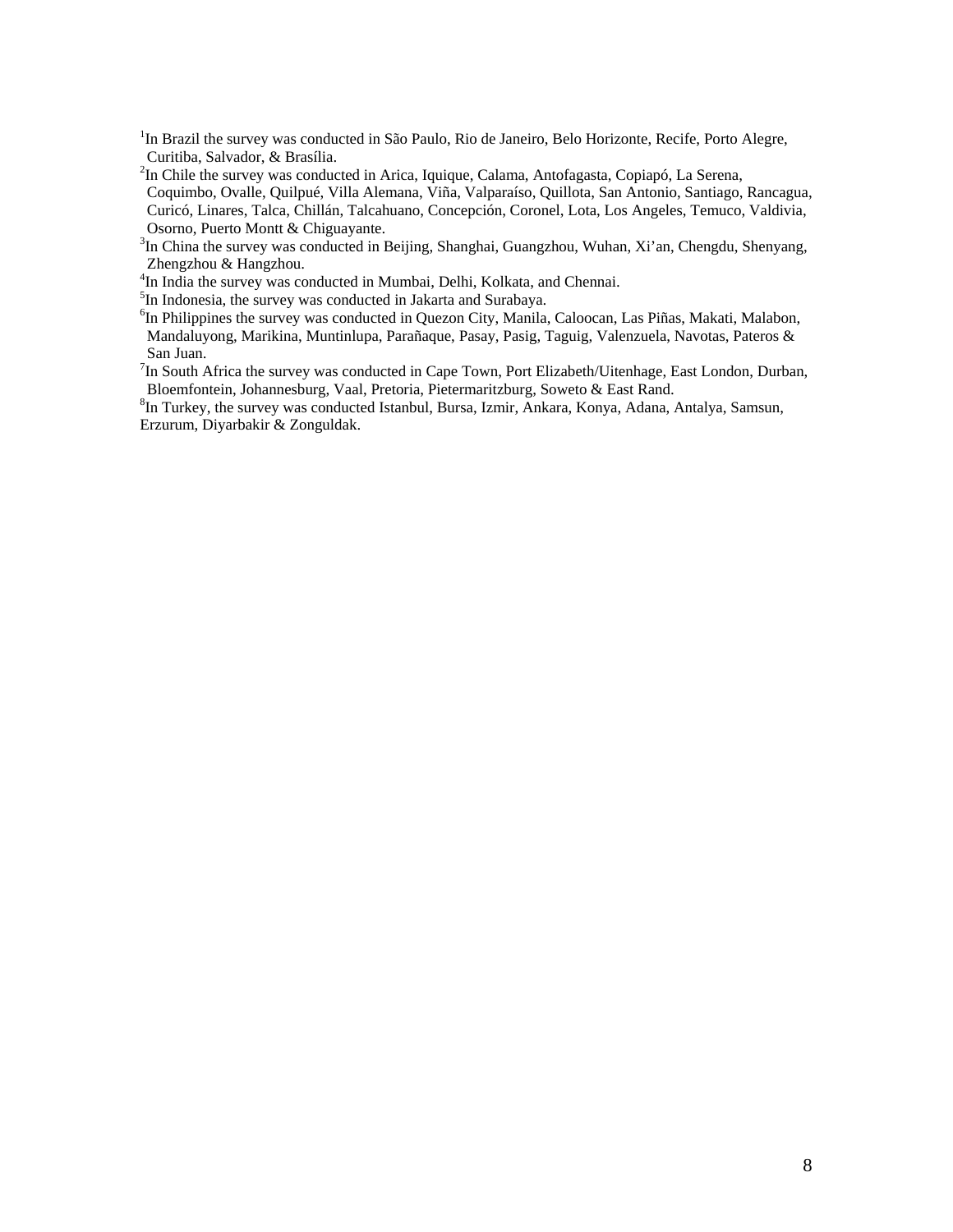[1]In Brazil the survey was conducted in São Paulo, Rio de Janeiro, Belo Horizonte, Recife, Porto Alegre, Curitiba, Salvador, & Brasília.

[2]In Chile the survey was conducted in Arica, Iquique, Calama, Antofagasta, Copiapó, La Serena, Coquimbo, Ovalle, Quilpué, Villa Alemana, Viña, Valparaíso, Quillota, San Antonio, Santiago, Rancagua, Curicó, Linares, Talca, Chillán, Talcahuano, Concepción, Coronel, Lota, Los Angeles, Temuco, Valdivia, Osorno, Puerto Montt & Chiguayante.

[3]In China the survey was conducted in Beijing, Shanghai, Guangzhou, Wuhan, Xi'an, Chengdu, Shenyang, Zhengzhou & Hangzhou.

[4]In India the survey was conducted in Mumbai, Delhi, Kolkata, and Chennai.

[5]In Indonesia, the survey was conducted in Jakarta and Surabaya.

[6]In Philippines the survey was conducted in Quezon City, Manila, Caloocan, Las Piñas, Makati, Malabon, Mandaluyong, Marikina, Muntinlupa, Parañaque, Pasay, Pasig, Taguig, Valenzuela, Navotas, Pateros & San Juan.

[7]In South Africa the survey was conducted in Cape Town, Port Elizabeth/Uitenhage, East London, Durban, Bloemfontein, Johannesburg, Vaal, Pretoria, Pietermaritzburg, Soweto & East Rand.

[8]In Turkey, the survey was conducted Istanbul, Bursa, Izmir, Ankara, Konya, Adana, Antalya, Samsun, Erzurum, Diyarbakir & Zonguldak.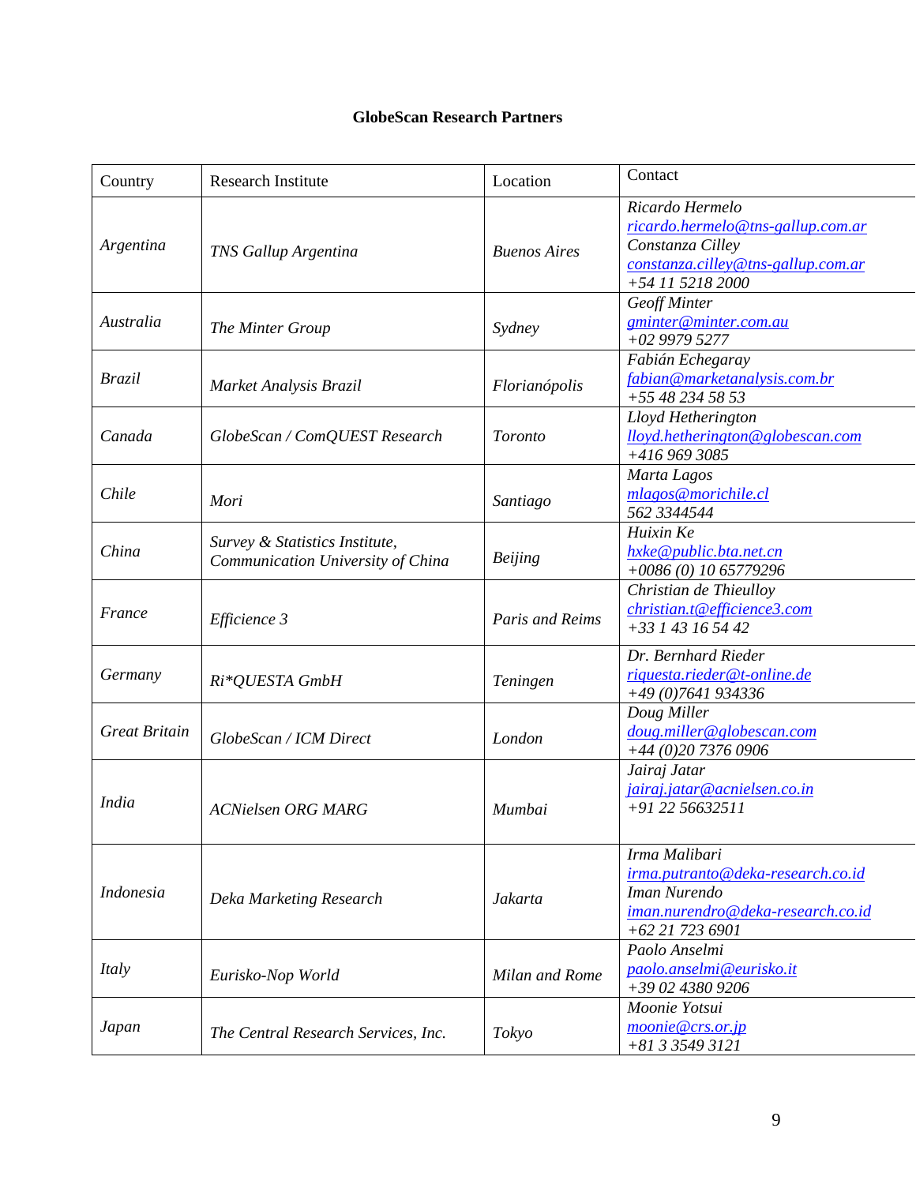**GlobeScan Research Partners**

| Country | Research Institute | Location | Contact |
|---|---|---|---|
| *Argentina* | *TNS Gallup Argentina* | *Buenos Aires* | *Ricardo Hermelo* *ricardo.hermelo@tns-gallup.com.ar* *Constanza Cilley* *constanza.cilley@tns-gallup.com.ar* *+54 11 5218 2000* |
| *Australia* | *The Minter Group* | *Sydney* | *Geoff Minter* *gminter@minter.com.au* *+02 9979 5277* |
| *Brazil* | *Market Analysis Brazil* | *Florianópolis* | *Fabián Echegaray* *fabian@marketanalysis.com.br* *+55 48 234 58 53* |
| *Canada* | *GlobeScan / ComQUEST Research* | *Toronto* | *Lloyd Hetherington* *lloyd.hetherington@globescan.com* *+416 969 3085* |
| *Chile* | *Mori* | *Santiago* | *Marta Lagos* *mlagos@morichile.cl* *562 3344544* |
| *China* | *Survey & Statistics Institute, Communication University of China* | *Beijing* | *Huixin Ke* *hxke@public.bta.net.cn* *+0086 (0) 10 65779296* |
| *France* | *Efficience 3* | *Paris and Reims* | *Christian de Thieulloy* *christian.t@efficience3.com* *+33 1 43 16 54 42* |
| *Germany* | *Ri*QUESTA GmbH* | *Teningen* | *Dr. Bernhard Rieder* *riquesta.rieder@t-online.de* *+49 (0)7641 934336* |
| *Great Britain* | *GlobeScan / ICM Direct* | *London* | *Doug Miller* *doug.miller@globescan.com* *+44 (0)20 7376 0906* |
| *India* | *ACNielsen ORG MARG* | *Mumbai* | *Jairaj Jatar* *jairaj.jatar@acnielsen.co.in* *+91 22 56632511* |
| *Indonesia* | *Deka Marketing Research* | *Jakarta* | *Irma Malibari* *irma.putranto@deka-research.co.id* *Iman Nurendo* *iman.nurendro@deka-research.co.id* *+62 21 723 6901* |
| *Italy* | *Eurisko-Nop World* | *Milan and Rome* | *Paolo Anselmi* *paolo.anselmi@eurisko.it* *+39 02 4380 9206* |
| *Japan* | *The Central Research Services, Inc.* | *Tokyo* | *Moonie Yotsui* *moonie@crs.or.jp* *+81 3 3549 3121* |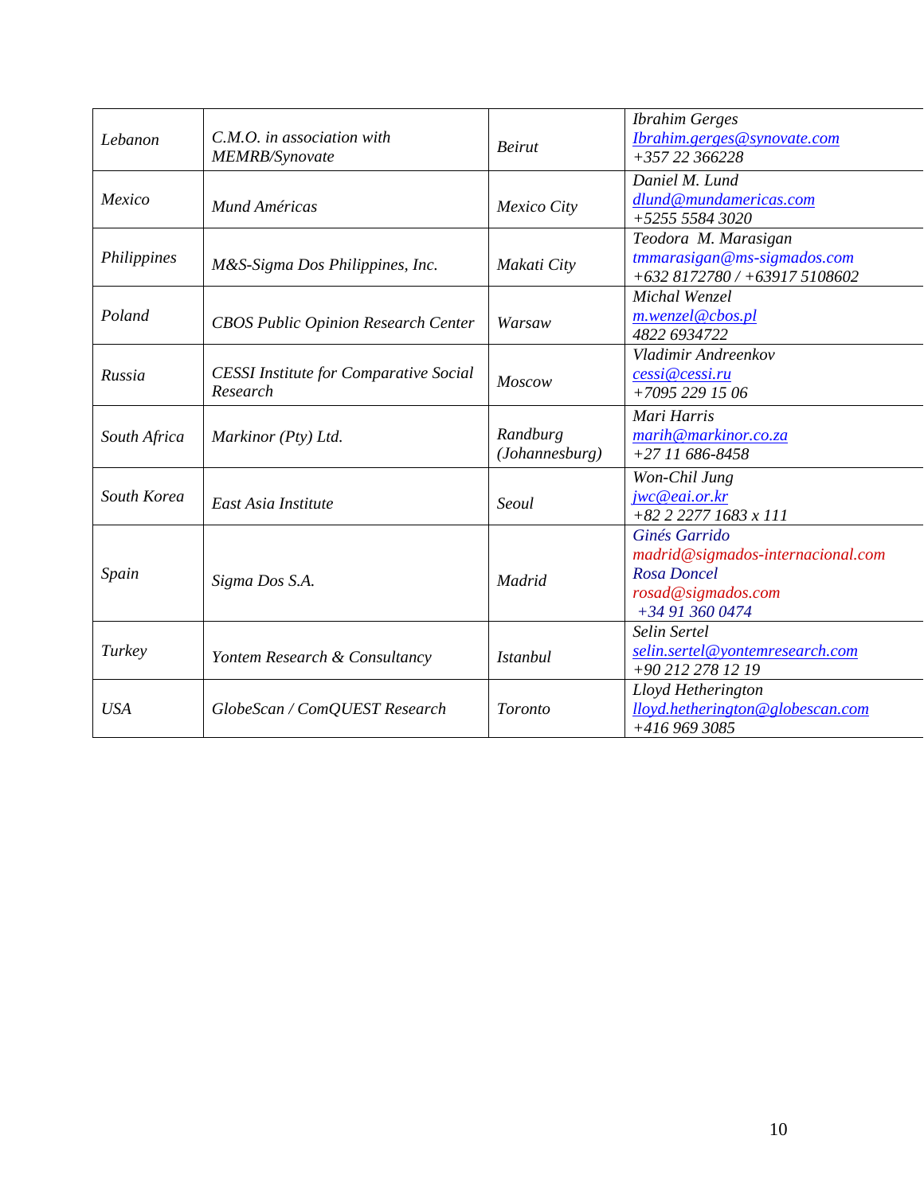| | | | |
|---|---|---|---|
| *Lebanon* | *C.M.O. in association with MEMRB/Synovate* | *Beirut* | *Ibrahim Gerges*<br>*Ibrahim.gerges@synovate.com*<br>*+357 22 366228* |
| *Mexico* | *Mund Américas* | *Mexico City* | *Daniel M. Lund*<br>*dlund@mundamericas.com*<br>*+5255 5584 3020* |
| *Philippines* | *M&S-Sigma Dos Philippines, Inc.* | *Makati City* | *Teodora M. Marasigan*<br>*tmmarasigan@ms-sigmados.com*<br>*+632 8172780 / +63917 5108602* |
| *Poland* | *CBOS Public Opinion Research Center* | *Warsaw* | *Michal Wenzel*<br>*m.wenzel@cbos.pl*<br>*4822 6934722* |
| *Russia* | *CESSI Institute for Comparative Social Research* | *Moscow* | *Vladimir Andreenkov*<br>*cessi@cessi.ru*<br>*+7095 229 15 06* |
| *South Africa* | *Markinor (Pty) Ltd.* | *Randburg (Johannesburg)* | *Mari Harris*<br>*marih@markinor.co.za*<br>*+27 11 686-8458* |
| *South Korea* | *East Asia Institute* | *Seoul* | *Won-Chil Jung*<br>*jwc@eai.or.kr*<br>*+82 2 2277 1683 x 111* |
| *Spain* | *Sigma Dos S.A.* | *Madrid* | *Ginés Garrido*<br>*madrid@sigmados-internacional.com*<br>*Rosa Doncel*<br>*rosad@sigmados.com*<br>*+34 91 360 0474* |
| *Turkey* | *Yontem Research & Consultancy* | *Istanbul* | *Selin Sertel*<br>*selin.sertel@yontemresearch.com*<br>*+90 212 278 12 19* |
| *USA* | *GlobeScan / ComQUEST Research* | *Toronto* | *Lloyd Hetherington*<br>*lloyd.hetherington@globescan.com*<br>*+416 969 3085* |